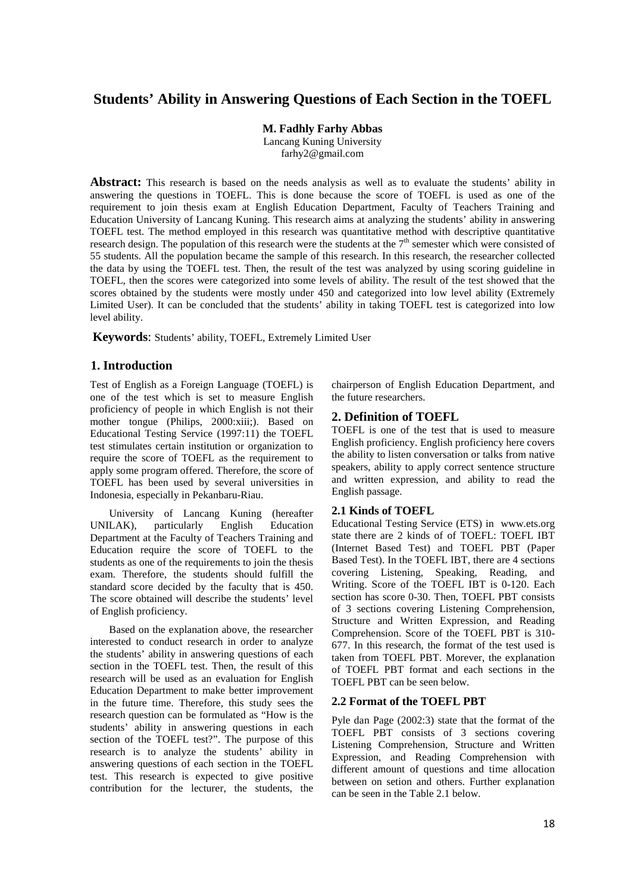# Students' Ability in Answering Questions of Each Section in the TOEFL

**M. Fadhly Farhy Abbas**
Lancang Kuning University
farhy2@gmail.com

**Abstract:** This research is based on the needs analysis as well as to evaluate the students' ability in answering the questions in TOEFL. This is done because the score of TOEFL is used as one of the requirement to join thesis exam at English Education Department, Faculty of Teachers Training and Education University of Lancang Kuning. This research aims at analyzing the students' ability in answering TOEFL test. The method employed in this research was quantitative method with descriptive quantitative research design. The population of this research were the students at the 7[th] semester which were consisted of 55 students. All the population became the sample of this research. In this research, the researcher collected the data by using the TOEFL test. Then, the result of the test was analyzed by using scoring guideline in TOEFL, then the scores were categorized into some levels of ability. The result of the test showed that the scores obtained by the students were mostly under 450 and categorized into low level ability (Extremely Limited User). It can be concluded that the students' ability in taking TOEFL test is categorized into low level ability.

**Keywords**: Students' ability, TOEFL, Extremely Limited User

## 1. Introduction

Test of English as a Foreign Language (TOEFL) is one of the test which is set to measure English proficiency of people in which English is not their mother tongue (Philips, 2000:xiii;). Based on Educational Testing Service (1997:11) the TOEFL test stimulates certain institution or organization to require the score of TOEFL as the requirement to apply some program offered. Therefore, the score of TOEFL has been used by several universities in Indonesia, especially in Pekanbaru-Riau.

University of Lancang Kuning (hereafter UNILAK), particularly English Education Department at the Faculty of Teachers Training and Education require the score of TOEFL to the students as one of the requirements to join the thesis exam. Therefore, the students should fulfill the standard score decided by the faculty that is 450. The score obtained will describe the students' level of English proficiency.

Based on the explanation above, the researcher interested to conduct research in order to analyze the students' ability in answering questions of each section in the TOEFL test. Then, the result of this research will be used as an evaluation for English Education Department to make better improvement in the future time. Therefore, this study sees the research question can be formulated as "How is the students' ability in answering questions in each section of the TOEFL test?". The purpose of this research is to analyze the students' ability in answering questions of each section in the TOEFL test. This research is expected to give positive contribution for the lecturer, the students, the chairperson of English Education Department, and the future researchers.

## 2. Definition of TOEFL

TOEFL is one of the test that is used to measure English proficiency. English proficiency here covers the ability to listen conversation or talks from native speakers, ability to apply correct sentence structure and written expression, and ability to read the English passage.

### 2.1 Kinds of TOEFL

Educational Testing Service (ETS) in www.ets.org state there are 2 kinds of of TOEFL: TOEFL IBT (Internet Based Test) and TOEFL PBT (Paper Based Test). In the TOEFL IBT, there are 4 sections covering Listening, Speaking, Reading, and Writing. Score of the TOEFL IBT is 0-120. Each section has score 0-30. Then, TOEFL PBT consists of 3 sections covering Listening Comprehension, Structure and Written Expression, and Reading Comprehension. Score of the TOEFL PBT is 310-677. In this research, the format of the test used is taken from TOEFL PBT. Morever, the explanation of TOEFL PBT format and each sections in the TOEFL PBT can be seen below.

### 2.2 Format of the TOEFL PBT

Pyle dan Page (2002:3) state that the format of the TOEFL PBT consists of 3 sections covering Listening Comprehension, Structure and Written Expression, and Reading Comprehension with different amount of questions and time allocation between on setion and others. Further explanation can be seen in the Table 2.1 below.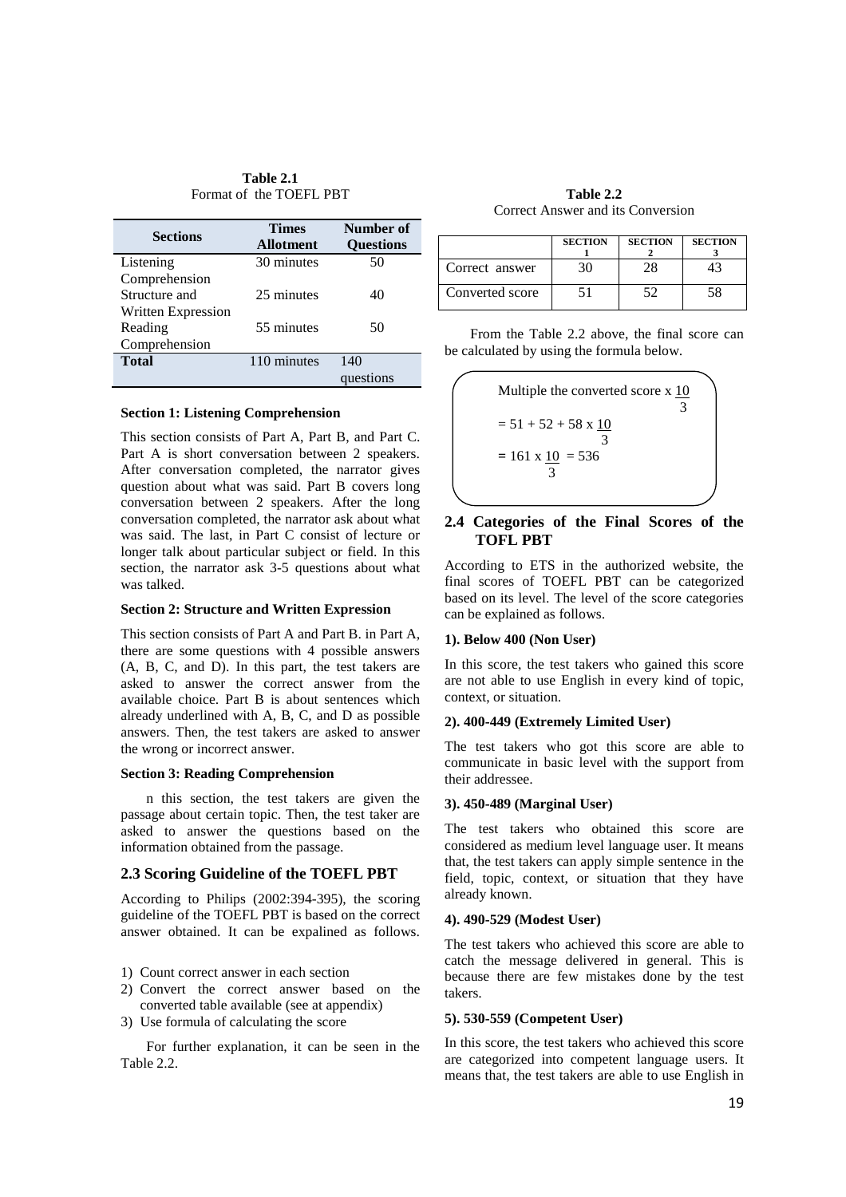**Table 2.1**
Format of the TOEFL PBT

| Sections | Times Allotment | Number of Questions |
|---|---|---|
| Listening Comprehension | 30 minutes | 50 |
| Structure and Written Expression | 25 minutes | 40 |
| Reading Comprehension | 55 minutes | 50 |
| **Total** | 110 minutes | 140 questions |

**Section 1: Listening Comprehension**

This section consists of Part A, Part B, and Part C. Part A is short conversation between 2 speakers. After conversation completed, the narrator gives question about what was said. Part B covers long conversation between 2 speakers. After the long conversation completed, the narrator ask about what was said. The last, in Part C consist of lecture or longer talk about particular subject or field. In this section, the narrator ask 3-5 questions about what was talked.

**Section 2: Structure and Written Expression**

This section consists of Part A and Part B. in Part A, there are some questions with 4 possible answers (A, B, C, and D). In this part, the test takers are asked to answer the correct answer from the available choice. Part B is about sentences which already underlined with A, B, C, and D as possible answers. Then, the test takers are asked to answer the wrong or incorrect answer.

**Section 3: Reading Comprehension**

n this section, the test takers are given the passage about certain topic. Then, the test taker are asked to answer the questions based on the information obtained from the passage.

### 2.3 Scoring Guideline of the TOEFL PBT

According to Philips (2002:394-395), the scoring guideline of the TOEFL PBT is based on the correct answer obtained. It can be expalined as follows.

1) Count correct answer in each section
2) Convert the correct answer based on the converted table available (see at appendix)
3) Use formula of calculating the score

For further explanation, it can be seen in the Table 2.2.

**Table 2.2**
Correct Answer and its Conversion

| | SECTION 1 | SECTION 2 | SECTION 3 |
|---|---|---|---|
| Correct answer | 30 | 28 | 43 |
| Converted score | 51 | 52 | 58 |

From the Table 2.2 above, the final score can be calculated by using the formula below.

Multiple the converted score x $\frac{10}{3}$

$= 51 + 52 + 58 \times \frac{10}{3}$

$= 161 \times \frac{10}{3} = 536$

### 2.4 Categories of the Final Scores of the TOFL PBT

According to ETS in the authorized website, the final scores of TOEFL PBT can be categorized based on its level. The level of the score categories can be explained as follows.

**1). Below 400 (Non User)**

In this score, the test takers who gained this score are not able to use English in every kind of topic, context, or situation.

**2). 400-449 (Extremely Limited User)**

The test takers who got this score are able to communicate in basic level with the support from their addressee.

**3). 450-489 (Marginal User)**

The test takers who obtained this score are considered as medium level language user. It means that, the test takers can apply simple sentence in the field, topic, context, or situation that they have already known.

**4). 490-529 (Modest User)**

The test takers who achieved this score are able to catch the message delivered in general. This is because there are few mistakes done by the test takers.

**5). 530-559 (Competent User)**

In this score, the test takers who achieved this score are categorized into competent language users. It means that, the test takers are able to use English in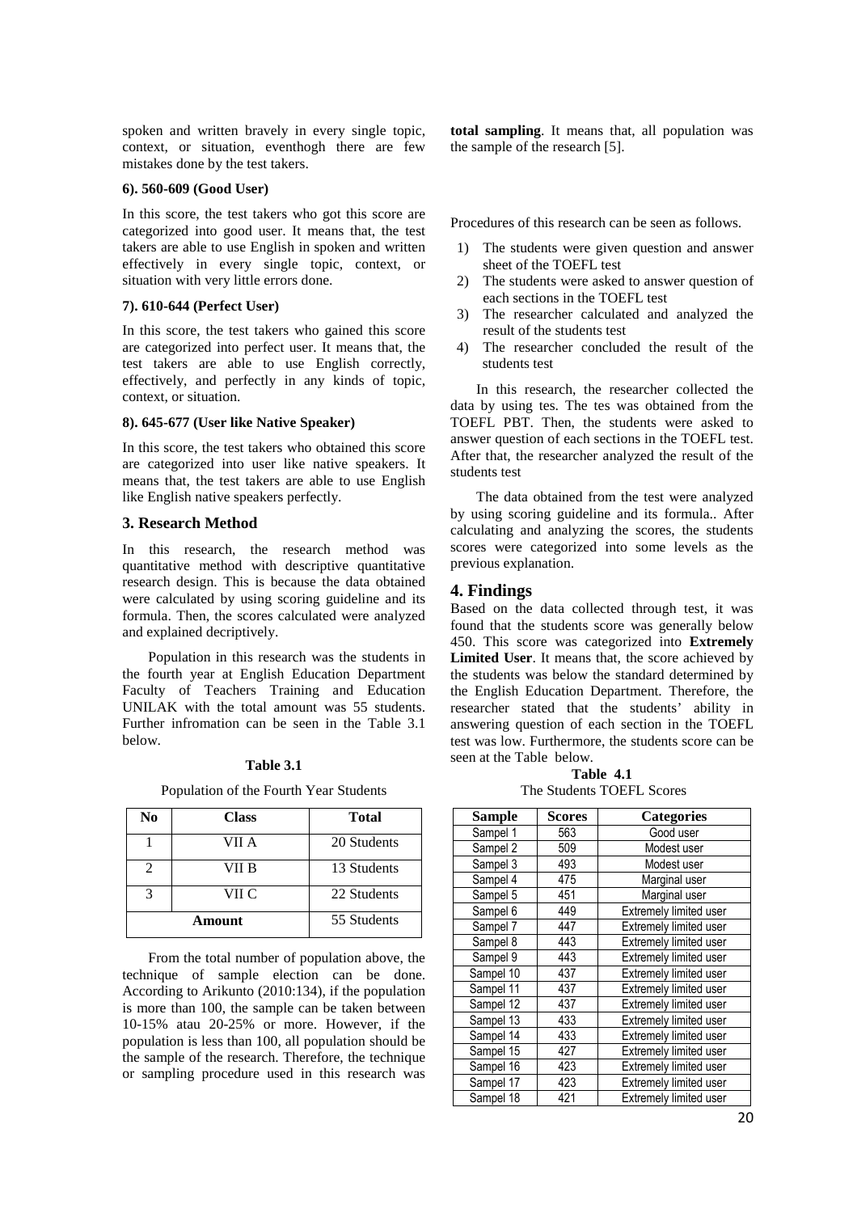spoken and written bravely in every single topic, context, or situation, eventhogh there are few mistakes done by the test takers.

#### 6). 560-609 (Good User)

In this score, the test takers who got this score are categorized into good user. It means that, the test takers are able to use English in spoken and written effectively in every single topic, context, or situation with very little errors done.

#### 7). 610-644 (Perfect User)

In this score, the test takers who gained this score are categorized into perfect user. It means that, the test takers are able to use English correctly, effectively, and perfectly in any kinds of topic, context, or situation.

#### 8). 645-677 (User like Native Speaker)

In this score, the test takers who obtained this score are categorized into user like native speakers. It means that, the test takers are able to use English like English native speakers perfectly.

## 3. Research Method

In this research, the research method was quantitative method with descriptive quantitative research design. This is because the data obtained were calculated by using scoring guideline and its formula. Then, the scores calculated were analyzed and explained decriptively.

Population in this research was the students in the fourth year at English Education Department Faculty of Teachers Training and Education UNILAK with the total amount was 55 students. Further infromation can be seen in the Table 3.1 below.

**Table 3.1**

Population of the Fourth Year Students

| No | Class | Total |
|---|---|---|
| 1 | VII A | 20 Students |
| 2 | VII B | 13 Students |
| 3 | VII C | 22 Students |
| **Amount** | | 55 Students |

From the total number of population above, the technique of sample election can be done. According to Arikunto (2010:134), if the population is more than 100, the sample can be taken between 10-15% atau 20-25% or more. However, if the population is less than 100, all population should be the sample of the research. Therefore, the technique or sampling procedure used in this research was **total sampling**. It means that, all population was the sample of the research [5].

Procedures of this research can be seen as follows.

1) The students were given question and answer sheet of the TOEFL test
2) The students were asked to answer question of each sections in the TOEFL test
3) The researcher calculated and analyzed the result of the students test
4) The researcher concluded the result of the students test

In this research, the researcher collected the data by using tes. The tes was obtained from the TOEFL PBT. Then, the students were asked to answer question of each sections in the TOEFL test. After that, the researcher analyzed the result of the students test

The data obtained from the test were analyzed by using scoring guideline and its formula.. After calculating and analyzing the scores, the students scores were categorized into some levels as the previous explanation.

## 4. Findings

Based on the data collected through test, it was found that the students score was generally below 450. This score was categorized into **Extremely Limited User**. It means that, the score achieved by the students was below the standard determined by the English Education Department. Therefore, the researcher stated that the students' ability in answering question of each section in the TOEFL test was low. Furthermore, the students score can be seen at the Table below.

**Table 4.1**
The Students TOEFL Scores

| Sample | Scores | Categories |
|---|---|---|
| Sampel 1 | 563 | Good user |
| Sampel 2 | 509 | Modest user |
| Sampel 3 | 493 | Modest user |
| Sampel 4 | 475 | Marginal user |
| Sampel 5 | 451 | Marginal user |
| Sampel 6 | 449 | Extremely limited user |
| Sampel 7 | 447 | Extremely limited user |
| Sampel 8 | 443 | Extremely limited user |
| Sampel 9 | 443 | Extremely limited user |
| Sampel 10 | 437 | Extremely limited user |
| Sampel 11 | 437 | Extremely limited user |
| Sampel 12 | 437 | Extremely limited user |
| Sampel 13 | 433 | Extremely limited user |
| Sampel 14 | 433 | Extremely limited user |
| Sampel 15 | 427 | Extremely limited user |
| Sampel 16 | 423 | Extremely limited user |
| Sampel 17 | 423 | Extremely limited user |
| Sampel 18 | 421 | Extremely limited user |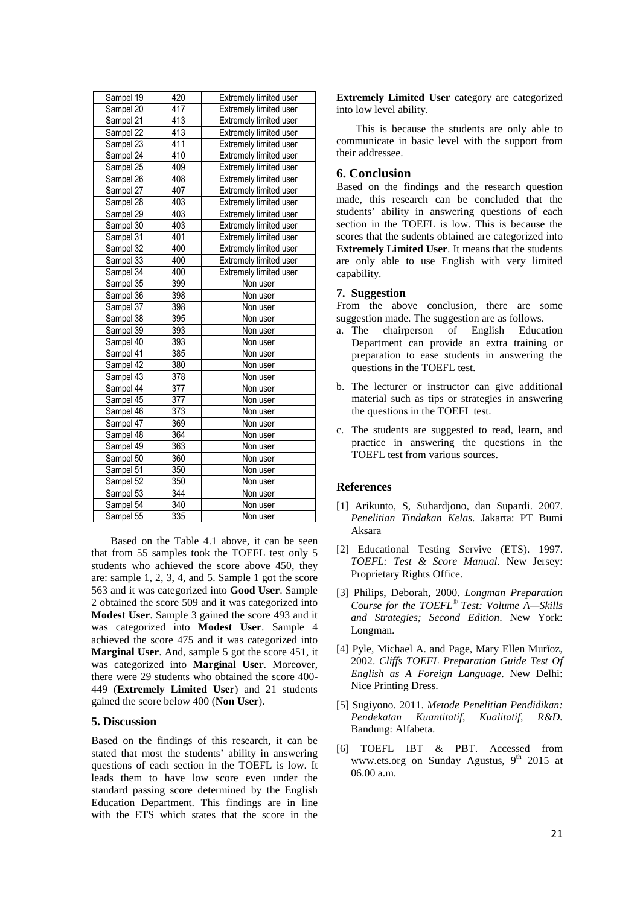| | | |
|---|---|---|
| Sampel 19 | 420 | Extremely limited user |
| Sampel 20 | 417 | Extremely limited user |
| Sampel 21 | 413 | Extremely limited user |
| Sampel 22 | 413 | Extremely limited user |
| Sampel 23 | 411 | Extremely limited user |
| Sampel 24 | 410 | Extremely limited user |
| Sampel 25 | 409 | Extremely limited user |
| Sampel 26 | 408 | Extremely limited user |
| Sampel 27 | 407 | Extremely limited user |
| Sampel 28 | 403 | Extremely limited user |
| Sampel 29 | 403 | Extremely limited user |
| Sampel 30 | 403 | Extremely limited user |
| Sampel 31 | 401 | Extremely limited user |
| Sampel 32 | 400 | Extremely limited user |
| Sampel 33 | 400 | Extremely limited user |
| Sampel 34 | 400 | Extremely limited user |
| Sampel 35 | 399 | Non user |
| Sampel 36 | 398 | Non user |
| Sampel 37 | 398 | Non user |
| Sampel 38 | 395 | Non user |
| Sampel 39 | 393 | Non user |
| Sampel 40 | 393 | Non user |
| Sampel 41 | 385 | Non user |
| Sampel 42 | 380 | Non user |
| Sampel 43 | 378 | Non user |
| Sampel 44 | 377 | Non user |
| Sampel 45 | 377 | Non user |
| Sampel 46 | 373 | Non user |
| Sampel 47 | 369 | Non user |
| Sampel 48 | 364 | Non user |
| Sampel 49 | 363 | Non user |
| Sampel 50 | 360 | Non user |
| Sampel 51 | 350 | Non user |
| Sampel 52 | 350 | Non user |
| Sampel 53 | 344 | Non user |
| Sampel 54 | 340 | Non user |
| Sampel 55 | 335 | Non user |

Based on the Table 4.1 above, it can be seen that from 55 samples took the TOEFL test only 5 students who achieved the score above 450, they are: sample 1, 2, 3, 4, and 5. Sample 1 got the score 563 and it was categorized into **Good User**. Sample 2 obtained the score 509 and it was categorized into **Modest User**. Sample 3 gained the score 493 and it was categorized into **Modest User**. Sample 4 achieved the score 475 and it was categorized into **Marginal User**. And, sample 5 got the score 451, it was categorized into **Marginal User**. Moreover, there were 29 students who obtained the score 400-449 (**Extremely Limited User**) and 21 students gained the score below 400 (**Non User**).

## 5. Discussion

Based on the findings of this research, it can be stated that most the students' ability in answering questions of each section in the TOEFL is low. It leads them to have low score even under the standard passing score determined by the English Education Department. This findings are in line with the ETS which states that the score in the **Extremely Limited User** category are categorized into low level ability.

This is because the students are only able to communicate in basic level with the support from their addressee.

## 6. Conclusion

Based on the findings and the research question made, this research can be concluded that the students' ability in answering questions of each section in the TOEFL is low. This is because the scores that the sudents obtained are categorized into **Extremely Limited User**. It means that the students are only able to use English with very limited capability.

### 7. Suggestion

From the above conclusion, there are some suggestion made. The suggestion are as follows.

a. The chairperson of English Education Department can provide an extra training or preparation to ease students in answering the questions in the TOEFL test.

b. The lecturer or instructor can give additional material such as tips or strategies in answering the questions in the TOEFL test.

c. The students are suggested to read, learn, and practice in answering the questions in the TOEFL test from various sources.

### References

[1] Arikunto, S, Suhardjono, dan Supardi. 2007. *Penelitian Tindakan Kelas*. Jakarta: PT Bumi Aksara

[2] Educational Testing Servive (ETS). 1997. *TOEFL: Test & Score Manual*. New Jersey: Proprietary Rights Office.

[3] Philips, Deborah, 2000. *Longman Preparation Course for the TOEFL® Test: Volume A—Skills and Strategies; Second Edition*. New York: Longman.

[4] Pyle, Michael A. and Page, Mary Ellen Murĩoz, 2002. *Cliffs TOEFL Preparation Guide Test Of English as A Foreign Language*. New Delhi: Nice Printing Dress.

[5] Sugiyono. 2011. *Metode Penelitian Pendidikan: Pendekatan Kuantitatif, Kualitatif, R&D.* Bandung: Alfabeta.

[6] TOEFL IBT & PBT. Accessed from www.ets.org on Sunday Agustus, 9th 2015 at 06.00 a.m.